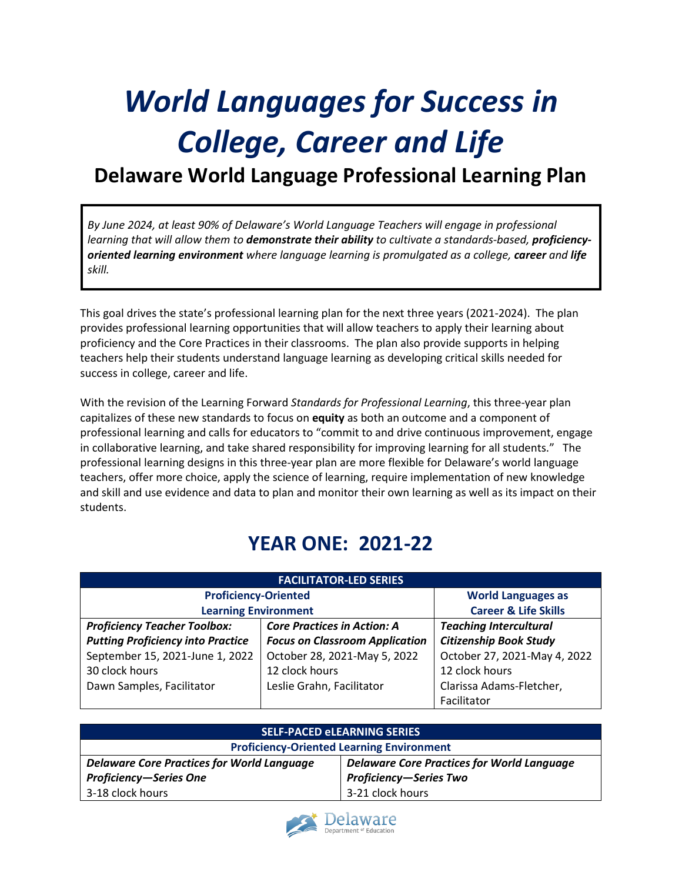# *World Languages for Success in College, Career and Life*

## Delaware World Language Professional Learning Plan

> *By June 2024, at least 90% of Delaware's World Language Teachers will engage in professional learning that will allow them to* ***demonstrate their ability*** *to cultivate a standards-based,* ***proficiency-oriented learning environment*** *where language learning is promulgated as a college,* ***career*** *and* ***life*** *skill.*

This goal drives the state's professional learning plan for the next three years (2021-2024). The plan provides professional learning opportunities that will allow teachers to apply their learning about proficiency and the Core Practices in their classrooms. The plan also provide supports in helping teachers help their students understand language learning as developing critical skills needed for success in college, career and life.

With the revision of the Learning Forward *Standards for Professional Learning*, this three-year plan capitalizes of these new standards to focus on **equity** as both an outcome and a component of professional learning and calls for educators to "commit to and drive continuous improvement, engage in collaborative learning, and take shared responsibility for improving learning for all students." The professional learning designs in this three-year plan are more flexible for Delaware's world language teachers, offer more choice, apply the science of learning, require implementation of new knowledge and skill and use evidence and data to plan and monitor their own learning as well as its impact on their students.

## YEAR ONE: 2021-22

| FACILITATOR-LED SERIES | | |
|---|---|---|
| **Proficiency-Oriented Learning Environment** | | **World Languages as Career & Life Skills** |
| ***Proficiency Teacher Toolbox: Putting Proficiency into Practice***<br>September 15, 2021-June 1, 2022<br>30 clock hours<br>Dawn Samples, Facilitator | ***Core Practices in Action: A Focus on Classroom Application***<br>October 28, 2021-May 5, 2022<br>12 clock hours<br>Leslie Grahn, Facilitator | ***Teaching Intercultural Citizenship Book Study***<br>October 27, 2021-May 4, 2022<br>12 clock hours<br>Clarissa Adams-Fletcher, Facilitator |

| SELF-PACED eLEARNING SERIES | |
|---|---|
| **Proficiency-Oriented Learning Environment** | |
| ***Delaware Core Practices for World Language Proficiency—Series One***<br>3-18 clock hours | ***Delaware Core Practices for World Language Proficiency—Series Two***<br>3-21 clock hours |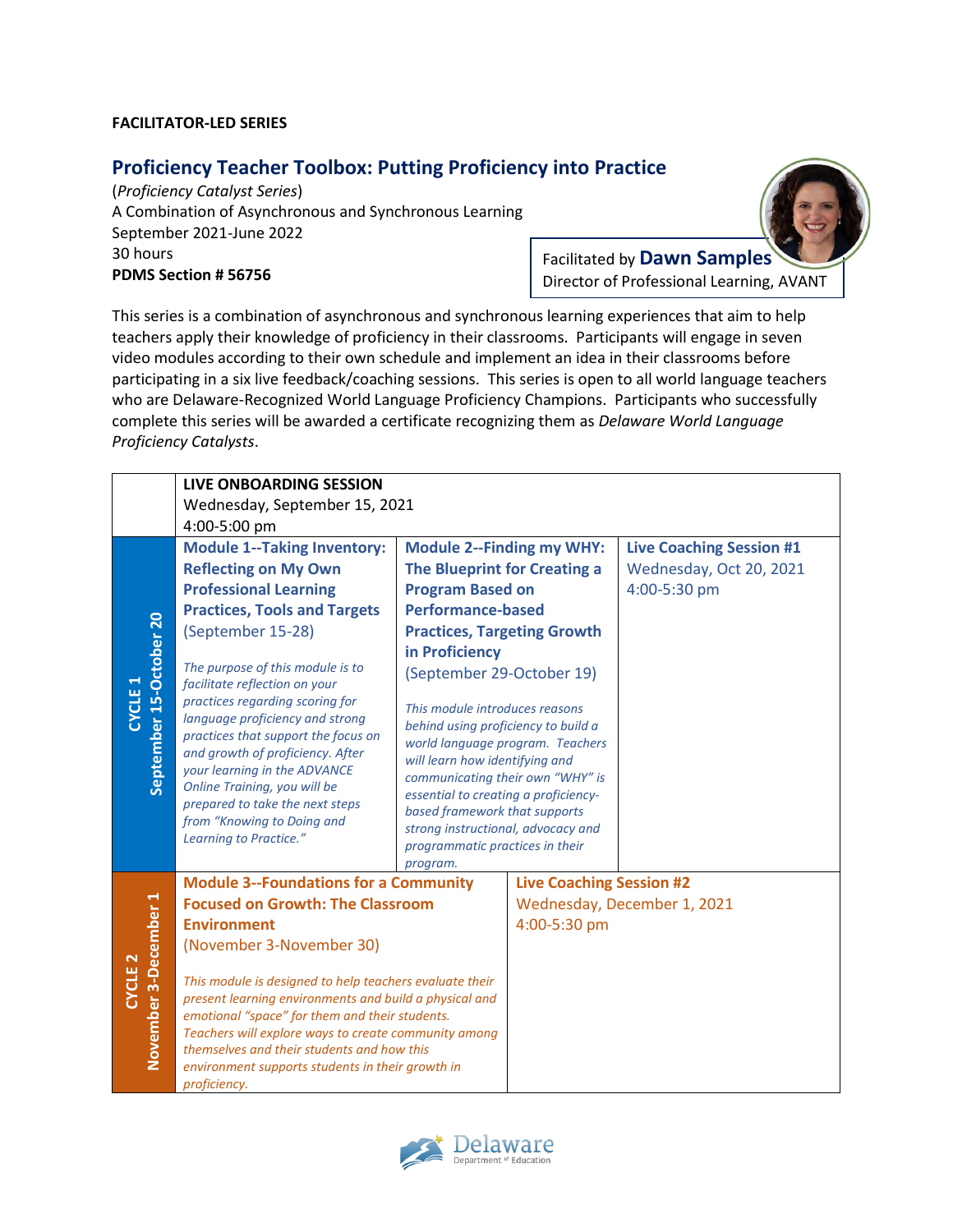**FACILITATOR-LED SERIES**

## Proficiency Teacher Toolbox: Putting Proficiency into Practice

(*Proficiency Catalyst Series*)
A Combination of Asynchronous and Synchronous Learning
September 2021-June 2022
30 hours
**PDMS Section # 56756**

Facilitated by **Dawn Samples**
Director of Professional Learning, AVANT

This series is a combination of asynchronous and synchronous learning experiences that aim to help teachers apply their knowledge of proficiency in their classrooms. Participants will engage in seven video modules according to their own schedule and implement an idea in their classrooms before participating in a six live feedback/coaching sessions. This series is open to all world language teachers who are Delaware-Recognized World Language Proficiency Champions. Participants who successfully complete this series will be awarded a certificate recognizing them as *Delaware World Language Proficiency Catalysts*.

| | | | |
|---|---|---|---|
| | **LIVE ONBOARDING SESSION**<br>Wednesday, September 15, 2021<br>4:00-5:00 pm | | |
| **CYCLE 1**<br>**September 15-October 20** | **Module 1--Taking Inventory: Reflecting on My Own Professional Learning Practices, Tools and Targets**<br>(September 15-28)<br><br>*The purpose of this module is to facilitate reflection on your practices regarding scoring for language proficiency and strong practices that support the focus on and growth of proficiency. After your learning in the ADVANCE Online Training, you will be prepared to take the next steps from "Knowing to Doing and Learning to Practice."* | **Module 2--Finding my WHY: The Blueprint for Creating a Program Based on Performance-based Practices, Targeting Growth in Proficiency**<br>(September 29-October 19)<br><br>*This module introduces reasons behind using proficiency to build a world language program. Teachers will learn how identifying and communicating their own "WHY" is essential to creating a proficiency-based framework that supports strong instructional, advocacy and programmatic practices in their program.* | **Live Coaching Session #1**<br>Wednesday, Oct 20, 2021<br>4:00-5:30 pm |
| **CYCLE 2**<br>**November 3-December 1** | **Module 3--Foundations for a Community Focused on Growth: The Classroom Environment**<br>(November 3-November 30)<br><br>*This module is designed to help teachers evaluate their present learning environments and build a physical and emotional "space" for them and their students. Teachers will explore ways to create community among themselves and their students and how this environment supports students in their growth in proficiency.* | | **Live Coaching Session #2**<br>Wednesday, December 1, 2021<br>4:00-5:30 pm |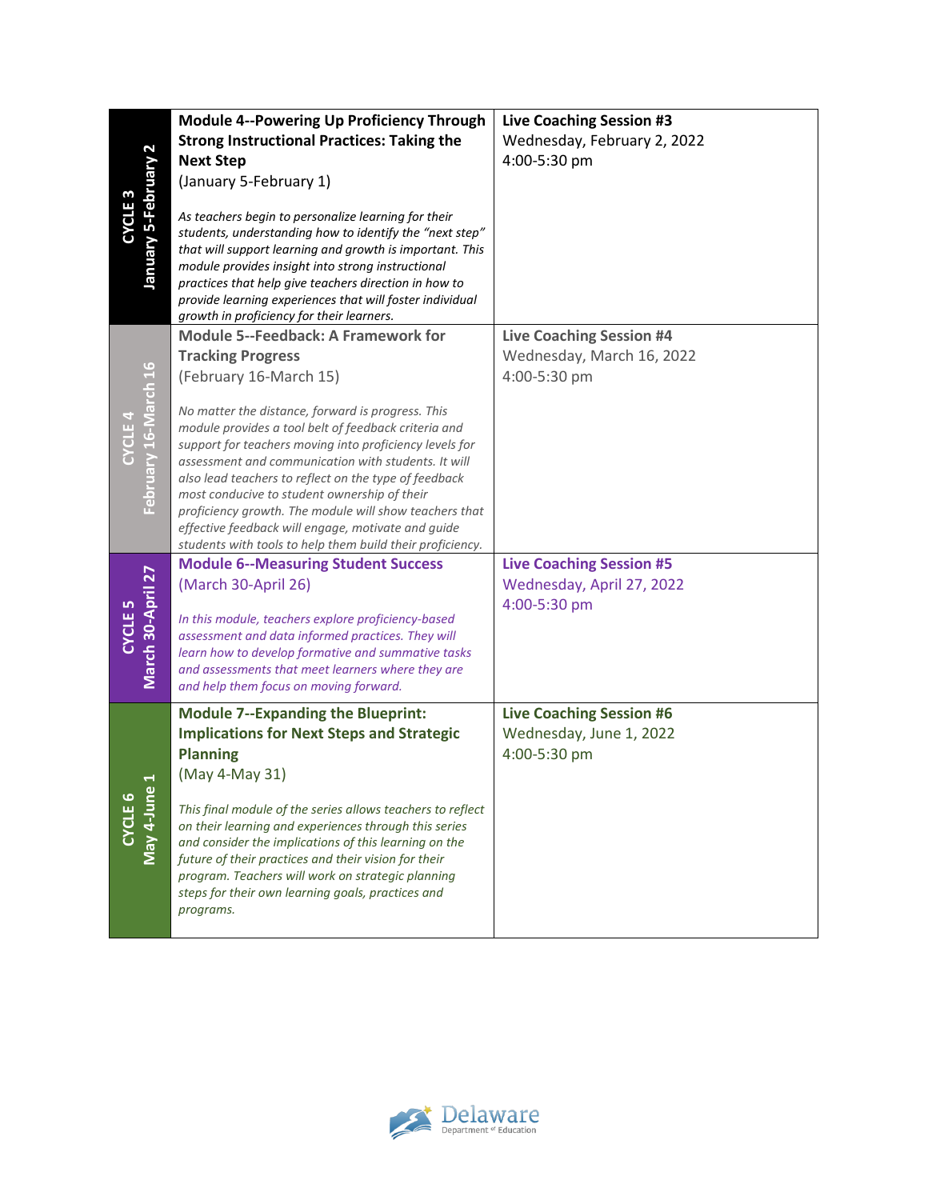| Cycle | Module | Live Coaching Session |
|---|---|---|
| **CYCLE 3** January 5-February 2 | **Module 4--Powering Up Proficiency Through Strong Instructional Practices: Taking the Next Step** (January 5-February 1) *As teachers begin to personalize learning for their students, understanding how to identify the "next step" that will support learning and growth is important. This module provides insight into strong instructional practices that help give teachers direction in how to provide learning experiences that will foster individual growth in proficiency for their learners.* | **Live Coaching Session #3** Wednesday, February 2, 2022 4:00-5:30 pm |
| **CYCLE 4** February 16-March 16 | **Module 5--Feedback: A Framework for Tracking Progress** (February 16-March 15) *No matter the distance, forward is progress. This module provides a tool belt of feedback criteria and support for teachers moving into proficiency levels for assessment and communication with students. It will also lead teachers to reflect on the type of feedback most conducive to student ownership of their proficiency growth. The module will show teachers that effective feedback will engage, motivate and guide students with tools to help them build their proficiency.* | **Live Coaching Session #4** Wednesday, March 16, 2022 4:00-5:30 pm |
| **CYCLE 5** March 30-April 27 | **Module 6--Measuring Student Success** (March 30-April 26) *In this module, teachers explore proficiency-based assessment and data informed practices. They will learn how to develop formative and summative tasks and assessments that meet learners where they are and help them focus on moving forward.* | **Live Coaching Session #5** Wednesday, April 27, 2022 4:00-5:30 pm |
| **CYCLE 6** May 4-June 1 | **Module 7--Expanding the Blueprint: Implications for Next Steps and Strategic Planning** (May 4-May 31) *This final module of the series allows teachers to reflect on their learning and experiences through this series and consider the implications of this learning on the future of their practices and their vision for their program. Teachers will work on strategic planning steps for their own learning goals, practices and programs.* | **Live Coaching Session #6** Wednesday, June 1, 2022 4:00-5:30 pm |

Delaware Department of Education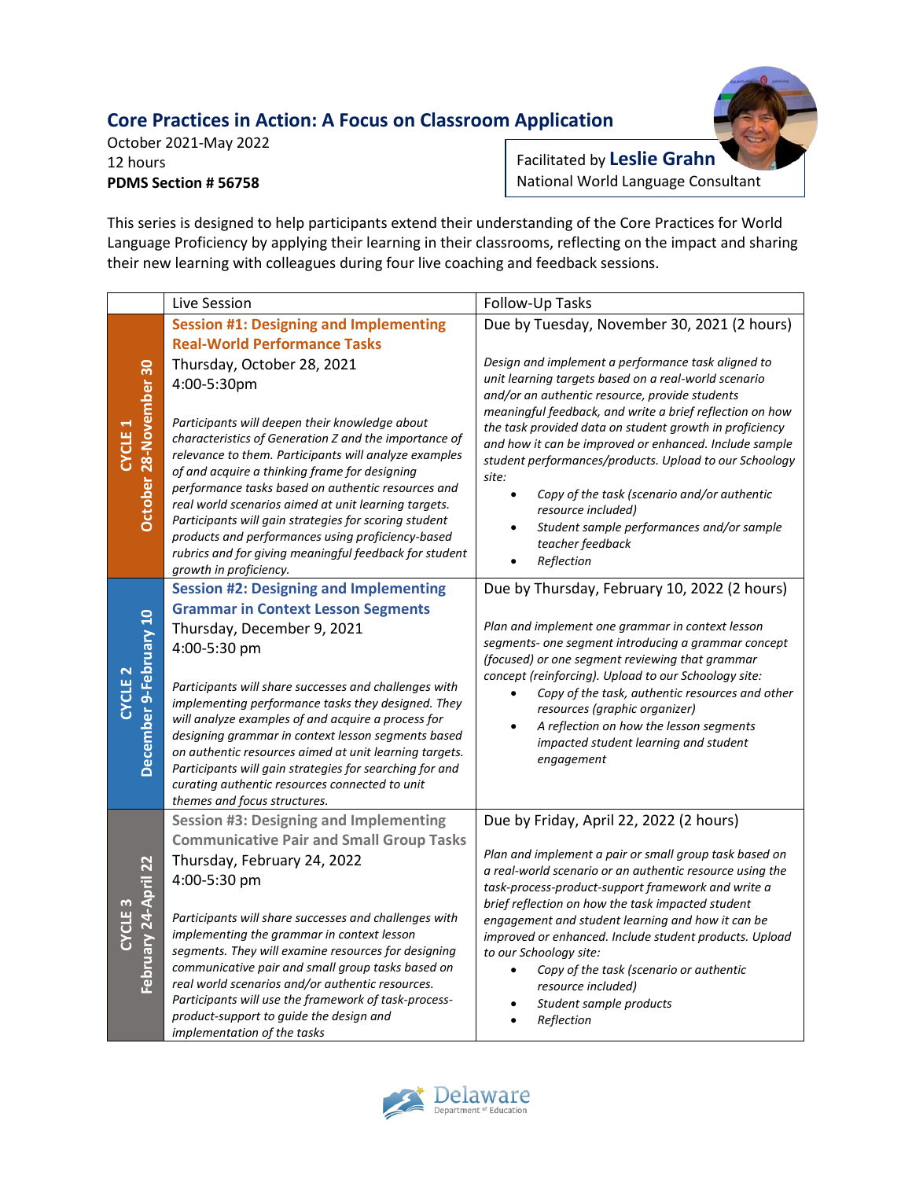## Core Practices in Action: A Focus on Classroom Application

October 2021-May 2022
12 hours
**PDMS Section # 56758**

Facilitated by **Leslie Grahn**
National World Language Consultant

This series is designed to help participants extend their understanding of the Core Practices for World Language Proficiency by applying their learning in their classrooms, reflecting on the impact and sharing their new learning with colleagues during four live coaching and feedback sessions.

| | Live Session | Follow-Up Tasks |
|---|---|---|
| **CYCLE 1 October 28-November 30** | **Session #1: Designing and Implementing Real-World Performance Tasks**<br>Thursday, October 28, 2021<br>4:00-5:30pm<br><br>*Participants will deepen their knowledge about characteristics of Generation Z and the importance of relevance to them. Participants will analyze examples of and acquire a thinking frame for designing performance tasks based on authentic resources and real world scenarios aimed at unit learning targets. Participants will gain strategies for scoring student products and performances using proficiency-based rubrics and for giving meaningful feedback for student growth in proficiency.* | Due by Tuesday, November 30, 2021 (2 hours)<br><br>*Design and implement a performance task aligned to unit learning targets based on a real-world scenario and/or an authentic resource, provide students meaningful feedback, and write a brief reflection on how the task provided data on student growth in proficiency and how it can be improved or enhanced. Include sample student performances/products. Upload to our Schoology site:*<br>• *Copy of the task (scenario and/or authentic resource included)*<br>• *Student sample performances and/or sample teacher feedback*<br>• *Reflection* |
| **CYCLE 2 December 9-February 10** | **Session #2: Designing and Implementing Grammar in Context Lesson Segments**<br>Thursday, December 9, 2021<br>4:00-5:30 pm<br><br>*Participants will share successes and challenges with implementing performance tasks they designed. They will analyze examples of and acquire a process for designing grammar in context lesson segments based on authentic resources aimed at unit learning targets. Participants will gain strategies for searching for and curating authentic resources connected to unit themes and focus structures.* | Due by Thursday, February 10, 2022 (2 hours)<br><br>*Plan and implement one grammar in context lesson segments- one segment introducing a grammar concept (focused) or one segment reviewing that grammar concept (reinforcing). Upload to our Schoology site:*<br>• *Copy of the task, authentic resources and other resources (graphic organizer)*<br>• *A reflection on how the lesson segments impacted student learning and student engagement* |
| **CYCLE 3 February 24-April 22** | **Session #3: Designing and Implementing Communicative Pair and Small Group Tasks**<br>Thursday, February 24, 2022<br>4:00-5:30 pm<br><br>*Participants will share successes and challenges with implementing the grammar in context lesson segments. They will examine resources for designing communicative pair and small group tasks based on real world scenarios and/or authentic resources. Participants will use the framework of task-process-product-support to guide the design and implementation of the tasks* | Due by Friday, April 22, 2022 (2 hours)<br><br>*Plan and implement a pair or small group task based on a real-world scenario or an authentic resource using the task-process-product-support framework and write a brief reflection on how the task impacted student engagement and student learning and how it can be improved or enhanced. Include student products. Upload to our Schoology site:*<br>• *Copy of the task (scenario or authentic resource included)*<br>• *Student sample products*<br>• *Reflection* |

Delaware Department of Education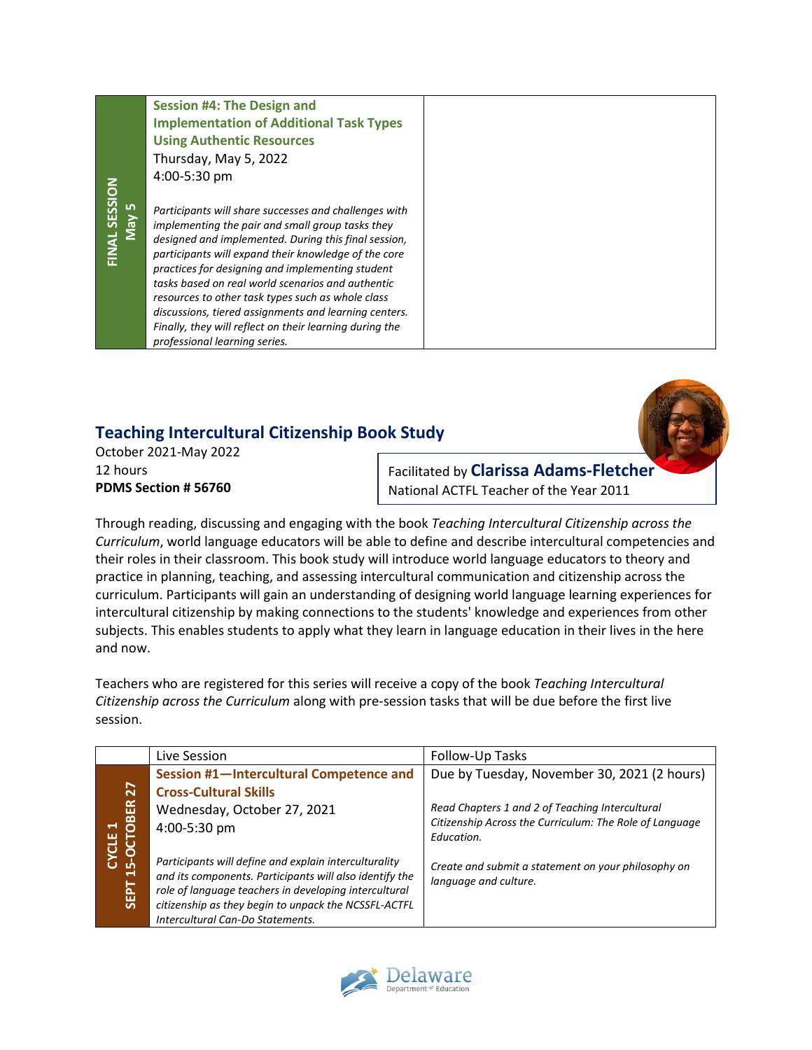| FINAL SESSION May 5 | **Session #4: The Design and Implementation of Additional Task Types Using Authentic Resources**<br>Thursday, May 5, 2022<br>4:00-5:30 pm<br><br>*Participants will share successes and challenges with implementing the pair and small group tasks they designed and implemented. During this final session, participants will expand their knowledge of the core practices for designing and implementing student tasks based on real world scenarios and authentic resources to other task types such as whole class discussions, tiered assignments and learning centers. Finally, they will reflect on their learning during the professional learning series.* | |
|---|---|---|

## Teaching Intercultural Citizenship Book Study

October 2021-May 2022
12 hours
**PDMS Section # 56760**

Facilitated by **Clarissa Adams-Fletcher**
National ACTFL Teacher of the Year 2011

Through reading, discussing and engaging with the book *Teaching Intercultural Citizenship across the Curriculum*, world language educators will be able to define and describe intercultural competencies and their roles in their classroom. This book study will introduce world language educators to theory and practice in planning, teaching, and assessing intercultural communication and citizenship across the curriculum. Participants will gain an understanding of designing world language learning experiences for intercultural citizenship by making connections to the students' knowledge and experiences from other subjects. This enables students to apply what they learn in language education in their lives in the here and now.

Teachers who are registered for this series will receive a copy of the book *Teaching Intercultural Citizenship across the Curriculum* along with pre-session tasks that will be due before the first live session.

| | Live Session | Follow-Up Tasks |
|---|---|---|
| CYCLE 1 SEPT 15-OCTOBER 27 | **Session #1—Intercultural Competence and Cross-Cultural Skills**<br>Wednesday, October 27, 2021<br>4:00-5:30 pm<br><br>*Participants will define and explain interculturality and its components. Participants will also identify the role of language teachers in developing intercultural citizenship as they begin to unpack the NCSSFL-ACTFL Intercultural Can-Do Statements.* | Due by Tuesday, November 30, 2021 (2 hours)<br><br>*Read Chapters 1 and 2 of Teaching Intercultural Citizenship Across the Curriculum: The Role of Language Education.*<br><br>*Create and submit a statement on your philosophy on language and culture.* |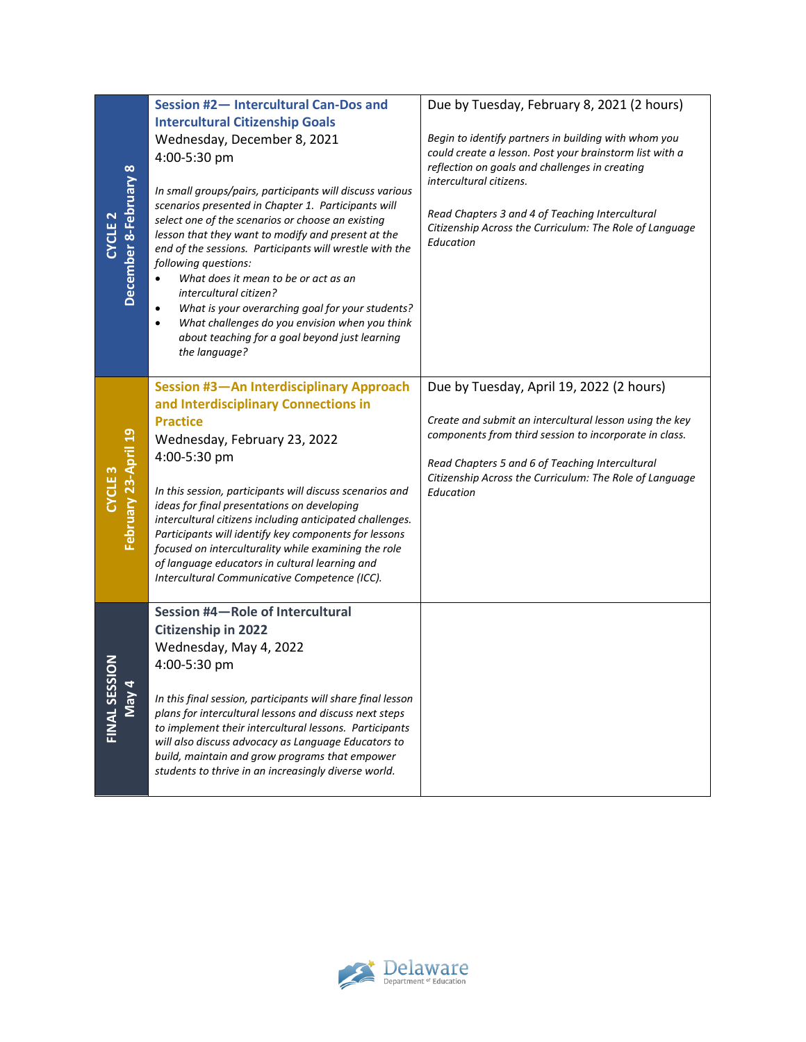| | | |
|---|---|---|
| **CYCLE 2**<br>**December 8-February 8** | **Session #2— Intercultural Can-Dos and Intercultural Citizenship Goals**<br>Wednesday, December 8, 2021<br>4:00-5:30 pm<br><br>*In small groups/pairs, participants will discuss various scenarios presented in Chapter 1. Participants will select one of the scenarios or choose an existing lesson that they want to modify and present at the end of the sessions. Participants will wrestle with the following questions:*<br>• *What does it mean to be or act as an intercultural citizen?*<br>• *What is your overarching goal for your students?*<br>• *What challenges do you envision when you think about teaching for a goal beyond just learning the language?* | Due by Tuesday, February 8, 2021 (2 hours)<br><br>*Begin to identify partners in building with whom you could create a lesson. Post your brainstorm list with a reflection on goals and challenges in creating intercultural citizens.*<br><br>*Read Chapters 3 and 4 of Teaching Intercultural Citizenship Across the Curriculum: The Role of Language Education* |
| **CYCLE 3**<br>**February 23-April 19** | **Session #3—An Interdisciplinary Approach and Interdisciplinary Connections in Practice**<br>Wednesday, February 23, 2022<br>4:00-5:30 pm<br><br>*In this session, participants will discuss scenarios and ideas for final presentations on developing intercultural citizens including anticipated challenges. Participants will identify key components for lessons focused on interculturality while examining the role of language educators in cultural learning and Intercultural Communicative Competence (ICC).* | Due by Tuesday, April 19, 2022 (2 hours)<br><br>*Create and submit an intercultural lesson using the key components from third session to incorporate in class.*<br><br>*Read Chapters 5 and 6 of Teaching Intercultural Citizenship Across the Curriculum: The Role of Language Education* |
| **FINAL SESSION**<br>**May 4** | **Session #4—Role of Intercultural Citizenship in 2022**<br>Wednesday, May 4, 2022<br>4:00-5:30 pm<br><br>*In this final session, participants will share final lesson plans for intercultural lessons and discuss next steps to implement their intercultural lessons. Participants will also discuss advocacy as Language Educators to build, maintain and grow programs that empower students to thrive in an increasingly diverse world.* | |

Delaware Department of Education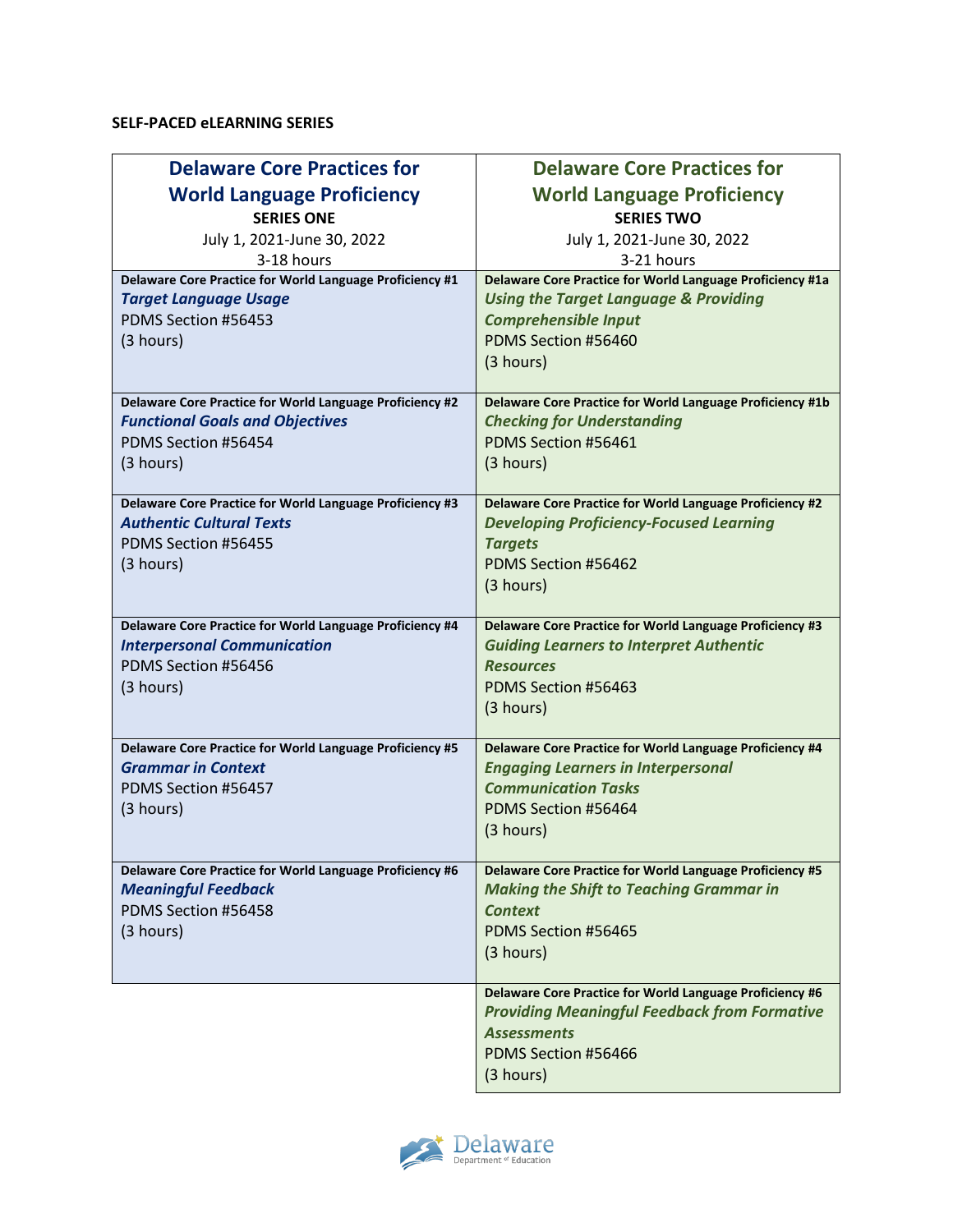**SELF-PACED eLEARNING SERIES**

| **Delaware Core Practices for World Language Proficiency** SERIES ONE July 1, 2021-June 30, 2022 3-18 hours | **Delaware Core Practices for World Language Proficiency** SERIES TWO July 1, 2021-June 30, 2022 3-21 hours |
|---|---|
| **Delaware Core Practice for World Language Proficiency #1** ***Target Language Usage*** PDMS Section #56453 (3 hours) | **Delaware Core Practice for World Language Proficiency #1a** ***Using the Target Language & Providing Comprehensible Input*** PDMS Section #56460 (3 hours) |
| **Delaware Core Practice for World Language Proficiency #2** ***Functional Goals and Objectives*** PDMS Section #56454 (3 hours) | **Delaware Core Practice for World Language Proficiency #1b** ***Checking for Understanding*** PDMS Section #56461 (3 hours) |
| **Delaware Core Practice for World Language Proficiency #3** ***Authentic Cultural Texts*** PDMS Section #56455 (3 hours) | **Delaware Core Practice for World Language Proficiency #2** ***Developing Proficiency-Focused Learning Targets*** PDMS Section #56462 (3 hours) |
| **Delaware Core Practice for World Language Proficiency #4** ***Interpersonal Communication*** PDMS Section #56456 (3 hours) | **Delaware Core Practice for World Language Proficiency #3** ***Guiding Learners to Interpret Authentic Resources*** PDMS Section #56463 (3 hours) |
| **Delaware Core Practice for World Language Proficiency #5** ***Grammar in Context*** PDMS Section #56457 (3 hours) | **Delaware Core Practice for World Language Proficiency #4** ***Engaging Learners in Interpersonal Communication Tasks*** PDMS Section #56464 (3 hours) |
| **Delaware Core Practice for World Language Proficiency #6** ***Meaningful Feedback*** PDMS Section #56458 (3 hours) | **Delaware Core Practice for World Language Proficiency #5** ***Making the Shift to Teaching Grammar in Context*** PDMS Section #56465 (3 hours) |
| | **Delaware Core Practice for World Language Proficiency #6** ***Providing Meaningful Feedback from Formative Assessments*** PDMS Section #56466 (3 hours) |

Delaware Department of Education